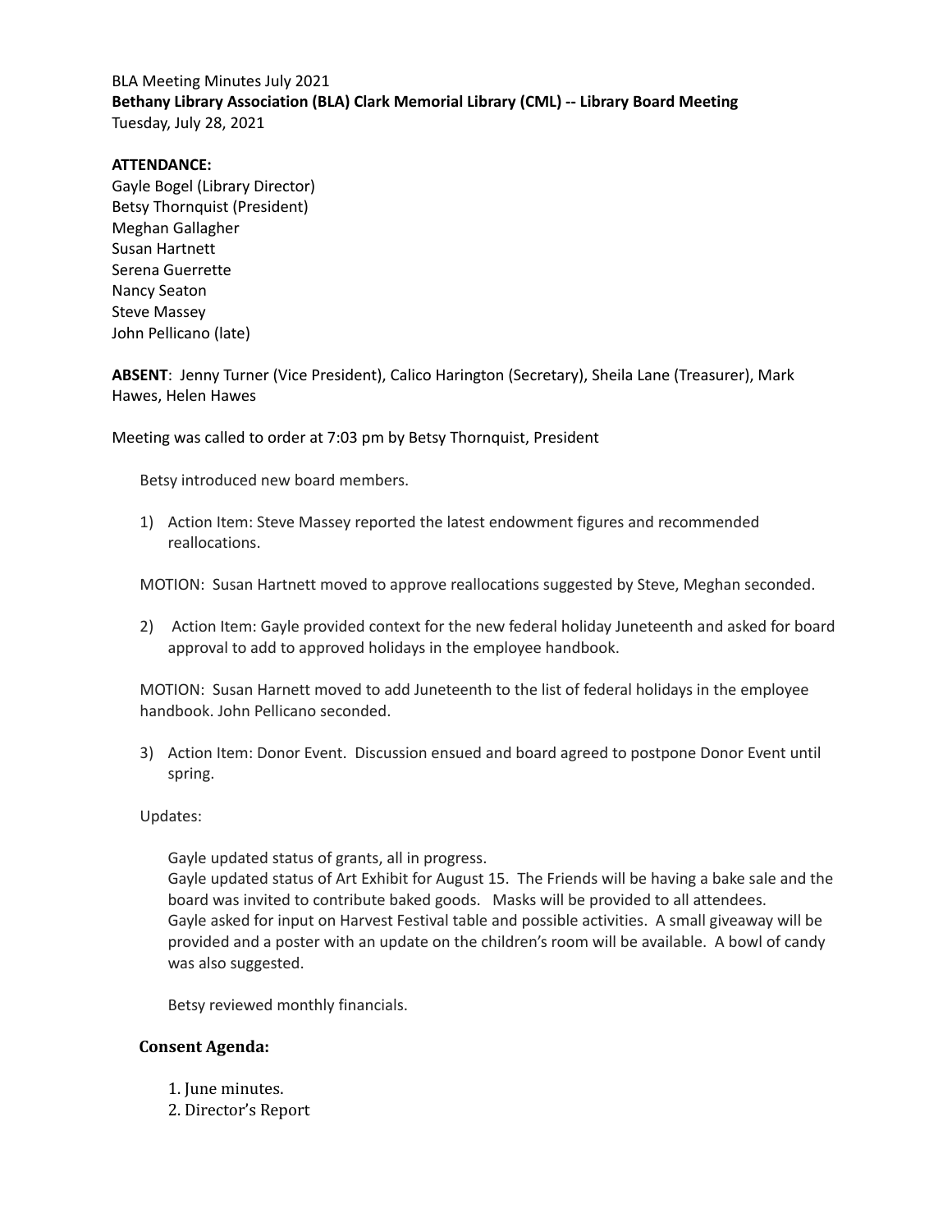BLA Meeting Minutes July 2021

**Bethany Library Association (BLA) Clark Memorial Library (CML) -- Library Board Meeting**

Tuesday, July 28, 2021

**ATTENDANCE:**

Gayle Bogel (Library Director)
Betsy Thornquist (President)
Meghan Gallagher
Susan Hartnett
Serena Guerrette
Nancy Seaton
Steve Massey
John Pellicano (late)

**ABSENT**: Jenny Turner (Vice President), Calico Harington (Secretary), Sheila Lane (Treasurer), Mark Hawes, Helen Hawes

Meeting was called to order at 7:03 pm by Betsy Thornquist, President

Betsy introduced new board members.

1) Action Item: Steve Massey reported the latest endowment figures and recommended reallocations.

MOTION: Susan Hartnett moved to approve reallocations suggested by Steve, Meghan seconded.

2) Action Item: Gayle provided context for the new federal holiday Juneteenth and asked for board approval to add to approved holidays in the employee handbook.

MOTION: Susan Harnett moved to add Juneteenth to the list of federal holidays in the employee handbook. John Pellicano seconded.

3) Action Item: Donor Event. Discussion ensued and board agreed to postpone Donor Event until spring.

Updates:

Gayle updated status of grants, all in progress.
Gayle updated status of Art Exhibit for August 15. The Friends will be having a bake sale and the board was invited to contribute baked goods. Masks will be provided to all attendees.
Gayle asked for input on Harvest Festival table and possible activities. A small giveaway will be provided and a poster with an update on the children's room will be available. A bowl of candy was also suggested.

Betsy reviewed monthly financials.

### Consent Agenda:

1. June minutes.
2. Director's Report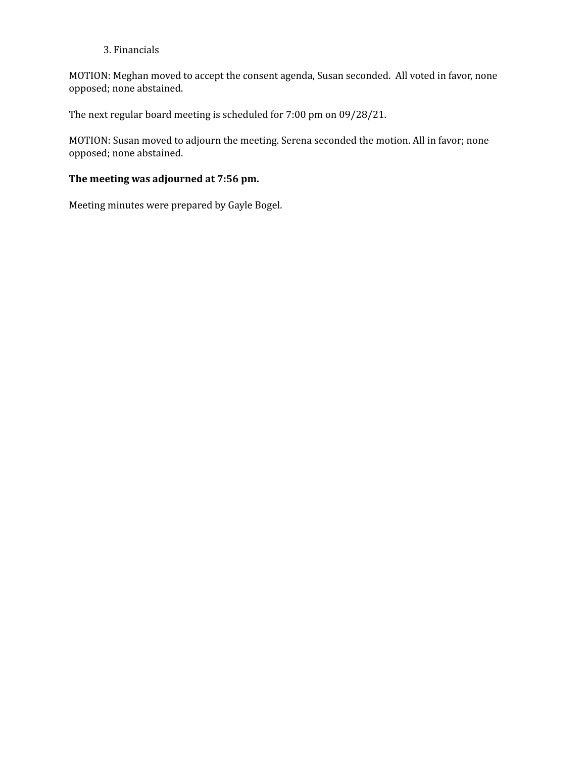3. Financials

MOTION: Meghan moved to accept the consent agenda, Susan seconded. All voted in favor, none opposed; none abstained.

The next regular board meeting is scheduled for 7:00 pm on 09/28/21.

MOTION: Susan moved to adjourn the meeting. Serena seconded the motion. All in favor; none opposed; none abstained.

**The meeting was adjourned at 7:56 pm.**

Meeting minutes were prepared by Gayle Bogel.